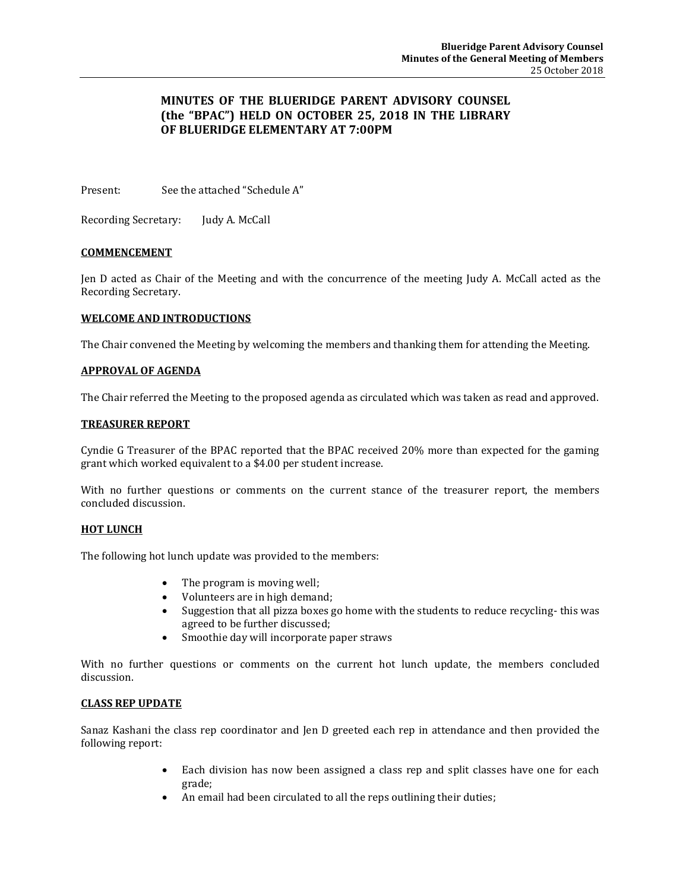**MINUTES OF THE BLUERIDGE PARENT ADVISORY COUNSEL (the "BPAC") HELD ON OCTOBER 25, 2018 IN THE LIBRARY OF BLUERIDGE ELEMENTARY AT 7:00PM**

Present: See the attached "Schedule A"

Recording Secretary: Judy A. McCall

## COMMENCEMENT

Jen D acted as Chair of the Meeting and with the concurrence of the meeting Judy A. McCall acted as the Recording Secretary.

## WELCOME AND INTRODUCTIONS

The Chair convened the Meeting by welcoming the members and thanking them for attending the Meeting.

## APPROVAL OF AGENDA

The Chair referred the Meeting to the proposed agenda as circulated which was taken as read and approved.

## TREASURER REPORT

Cyndie G Treasurer of the BPAC reported that the BPAC received 20% more than expected for the gaming grant which worked equivalent to a $4.00 per student increase.

With no further questions or comments on the current stance of the treasurer report, the members concluded discussion.

## HOT LUNCH

The following hot lunch update was provided to the members:

- The program is moving well;
- Volunteers are in high demand;
- Suggestion that all pizza boxes go home with the students to reduce recycling- this was agreed to be further discussed;
- Smoothie day will incorporate paper straws

With no further questions or comments on the current hot lunch update, the members concluded discussion.

## CLASS REP UPDATE

Sanaz Kashani the class rep coordinator and Jen D greeted each rep in attendance and then provided the following report:

- Each division has now been assigned a class rep and split classes have one for each grade;
- An email had been circulated to all the reps outlining their duties;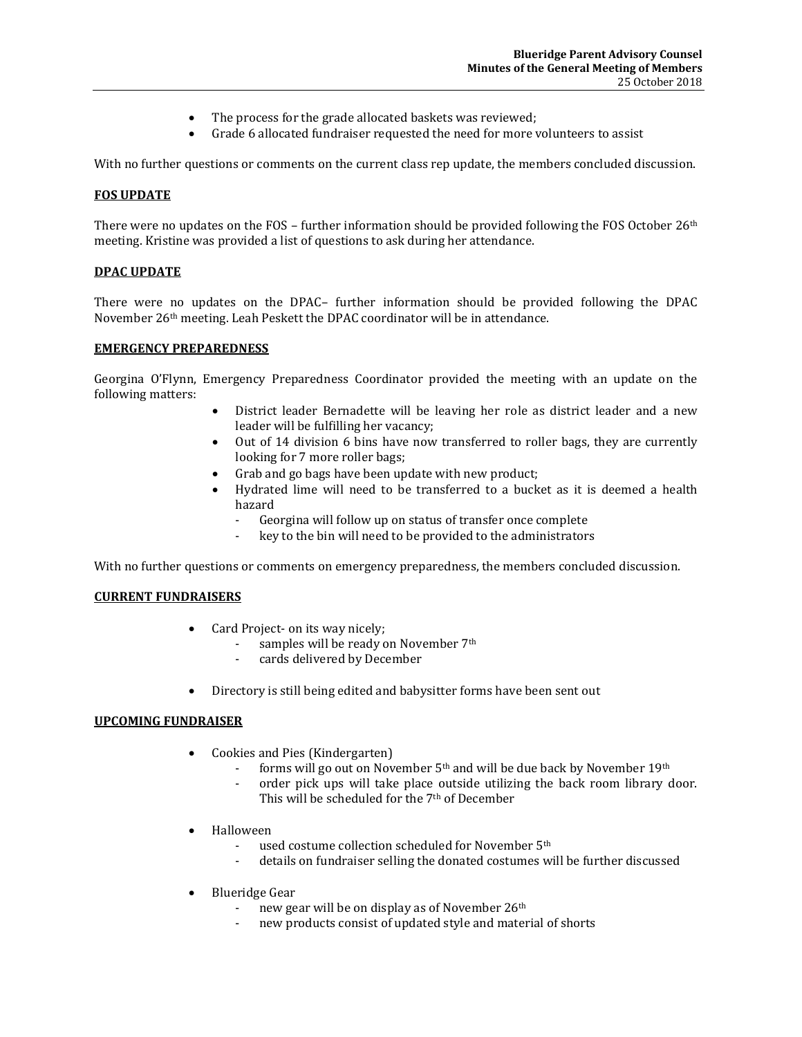- The process for the grade allocated baskets was reviewed;
- Grade 6 allocated fundraiser requested the need for more volunteers to assist

With no further questions or comments on the current class rep update, the members concluded discussion.

**FOS UPDATE**

There were no updates on the FOS – further information should be provided following the FOS October 26th meeting. Kristine was provided a list of questions to ask during her attendance.

**DPAC UPDATE**

There were no updates on the DPAC– further information should be provided following the DPAC November 26th meeting. Leah Peskett the DPAC coordinator will be in attendance.

**EMERGENCY PREPAREDNESS**

Georgina O'Flynn, Emergency Preparedness Coordinator provided the meeting with an update on the following matters:

- District leader Bernadette will be leaving her role as district leader and a new leader will be fulfilling her vacancy;
- Out of 14 division 6 bins have now transferred to roller bags, they are currently looking for 7 more roller bags;
- Grab and go bags have been update with new product;
- Hydrated lime will need to be transferred to a bucket as it is deemed a health hazard
  - Georgina will follow up on status of transfer once complete
  - key to the bin will need to be provided to the administrators

With no further questions or comments on emergency preparedness, the members concluded discussion.

**CURRENT FUNDRAISERS**

- Card Project- on its way nicely;
  - samples will be ready on November 7th
  - cards delivered by December

- Directory is still being edited and babysitter forms have been sent out

**UPCOMING FUNDRAISER**

- Cookies and Pies (Kindergarten)
  - forms will go out on November 5th and will be due back by November 19th
  - order pick ups will take place outside utilizing the back room library door. This will be scheduled for the 7th of December

- Halloween
  - used costume collection scheduled for November 5th
  - details on fundraiser selling the donated costumes will be further discussed

- Blueridge Gear
  - new gear will be on display as of November 26th
  - new products consist of updated style and material of shorts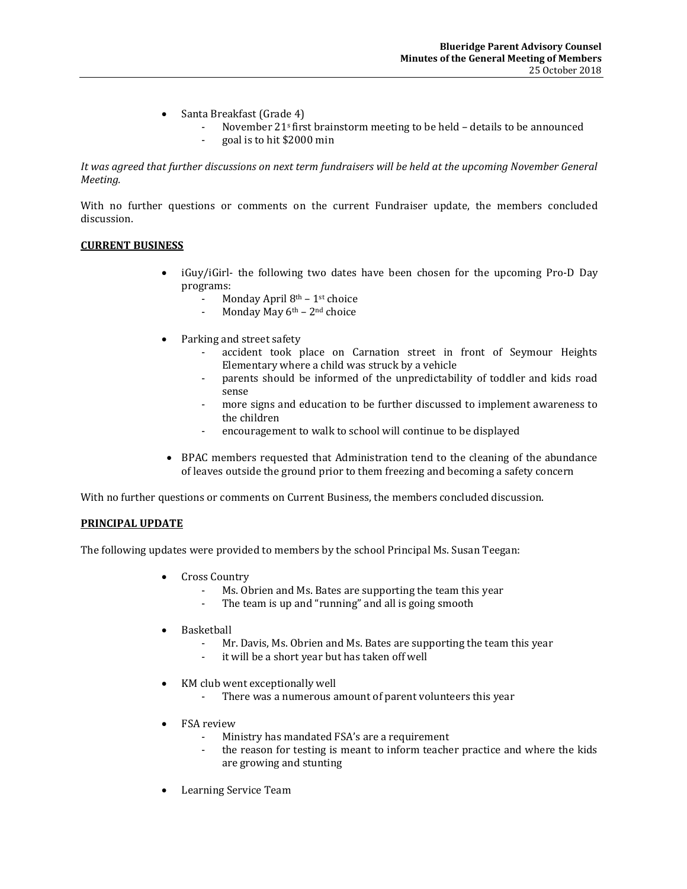- Santa Breakfast (Grade 4)
  - November 21s first brainstorm meeting to be held – details to be announced
  - goal is to hit $2000 min

*It was agreed that further discussions on next term fundraisers will be held at the upcoming November General Meeting.*

With no further questions or comments on the current Fundraiser update, the members concluded discussion.

**CURRENT BUSINESS**

- iGuy/iGirl- the following two dates have been chosen for the upcoming Pro-D Day programs:
  - Monday April 8th – 1st choice
  - Monday May 6th – 2nd choice
- Parking and street safety
  - accident took place on Carnation street in front of Seymour Heights Elementary where a child was struck by a vehicle
  - parents should be informed of the unpredictability of toddler and kids road sense
  - more signs and education to be further discussed to implement awareness to the children
  - encouragement to walk to school will continue to be displayed
- BPAC members requested that Administration tend to the cleaning of the abundance of leaves outside the ground prior to them freezing and becoming a safety concern

With no further questions or comments on Current Business, the members concluded discussion.

**PRINCIPAL UPDATE**

The following updates were provided to members by the school Principal Ms. Susan Teegan:

- Cross Country
  - Ms. Obrien and Ms. Bates are supporting the team this year
  - The team is up and "running" and all is going smooth
- Basketball
  - Mr. Davis, Ms. Obrien and Ms. Bates are supporting the team this year
  - it will be a short year but has taken off well
- KM club went exceptionally well
  - There was a numerous amount of parent volunteers this year
- FSA review
  - Ministry has mandated FSA's are a requirement
  - the reason for testing is meant to inform teacher practice and where the kids are growing and stunting
- Learning Service Team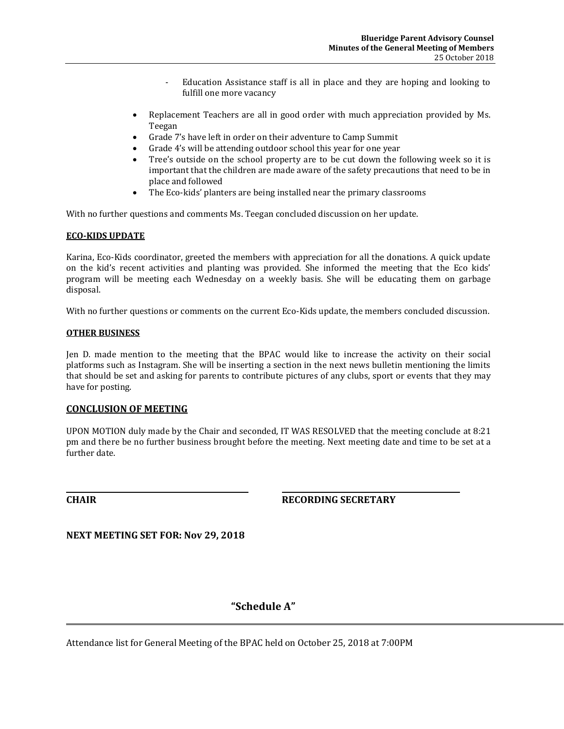- Education Assistance staff is all in place and they are hoping and looking to fulfill one more vacancy

- Replacement Teachers are all in good order with much appreciation provided by Ms. Teegan
- Grade 7's have left in order on their adventure to Camp Summit
- Grade 4's will be attending outdoor school this year for one year
- Tree's outside on the school property are to be cut down the following week so it is important that the children are made aware of the safety precautions that need to be in place and followed
- The Eco-kids' planters are being installed near the primary classrooms

With no further questions and comments Ms. Teegan concluded discussion on her update.

**ECO-KIDS UPDATE**

Karina, Eco-Kids coordinator, greeted the members with appreciation for all the donations. A quick update on the kid's recent activities and planting was provided. She informed the meeting that the Eco kids' program will be meeting each Wednesday on a weekly basis. She will be educating them on garbage disposal.

With no further questions or comments on the current Eco-Kids update, the members concluded discussion.

**OTHER BUSINESS**

Jen D. made mention to the meeting that the BPAC would like to increase the activity on their social platforms such as Instagram. She will be inserting a section in the next news bulletin mentioning the limits that should be set and asking for parents to contribute pictures of any clubs, sport or events that they may have for posting.

## CONCLUSION OF MEETING

UPON MOTION duly made by the Chair and seconded, IT WAS RESOLVED that the meeting conclude at 8:21 pm and there be no further business brought before the meeting. Next meeting date and time to be set at a further date.

**CHAIR** **RECORDING SECRETARY**

**NEXT MEETING SET FOR: Nov 29, 2018**

## "Schedule A"

Attendance list for General Meeting of the BPAC held on October 25, 2018 at 7:00PM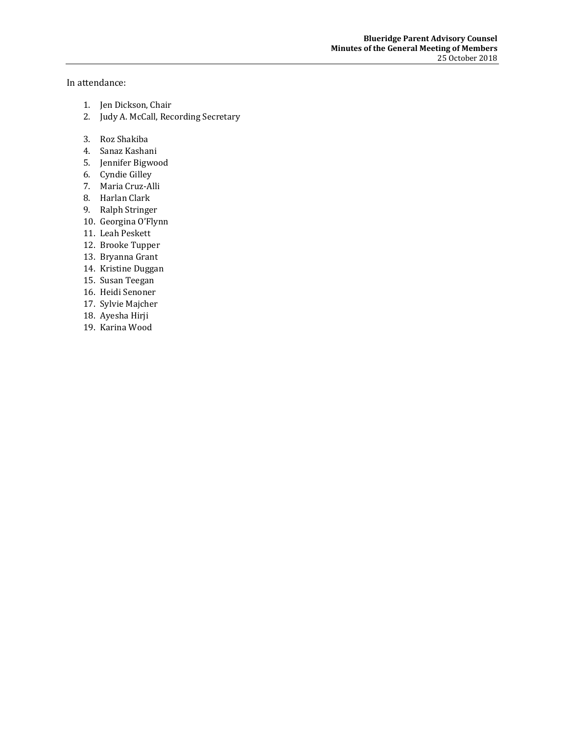In attendance:

1. Jen Dickson, Chair
2. Judy A. McCall, Recording Secretary

3. Roz Shakiba
4. Sanaz Kashani
5. Jennifer Bigwood
6. Cyndie Gilley
7. Maria Cruz-Alli
8. Harlan Clark
9. Ralph Stringer
10. Georgina O'Flynn
11. Leah Peskett
12. Brooke Tupper
13. Bryanna Grant
14. Kristine Duggan
15. Susan Teegan
16. Heidi Senoner
17. Sylvie Majcher
18. Ayesha Hirji
19. Karina Wood